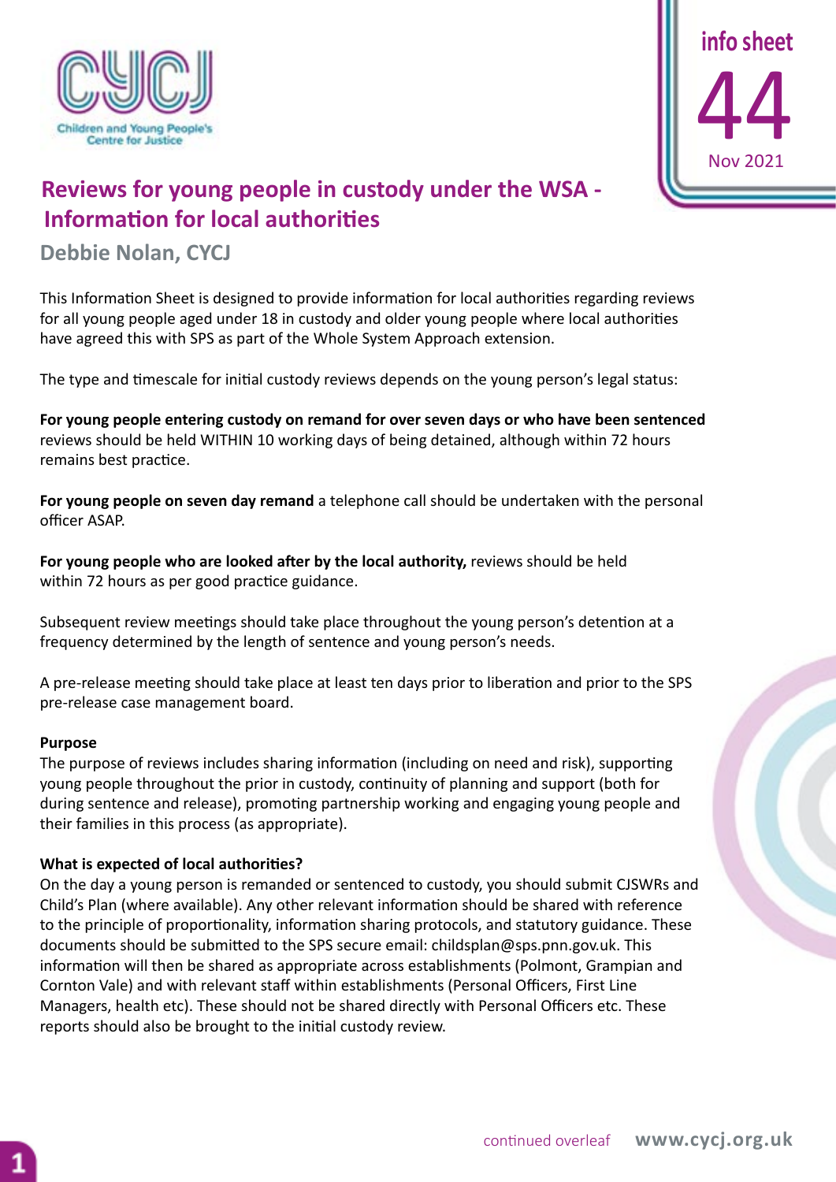info sheet 44 Nov 2021

# Reviews for young people in custody under the WSA - Information for local authorities

## Debbie Nolan, CYCJ

This Information Sheet is designed to provide information for local authorities regarding reviews for all young people aged under 18 in custody and older young people where local authorities have agreed this with SPS as part of the Whole System Approach extension.

The type and timescale for initial custody reviews depends on the young person's legal status:

**For young people entering custody on remand for over seven days or who have been sentenced** reviews should be held WITHIN 10 working days of being detained, although within 72 hours remains best practice.

**For young people on seven day remand** a telephone call should be undertaken with the personal officer ASAP.

**For young people who are looked after by the local authority,** reviews should be held within 72 hours as per good practice guidance.

Subsequent review meetings should take place throughout the young person's detention at a frequency determined by the length of sentence and young person's needs.

A pre-release meeting should take place at least ten days prior to liberation and prior to the SPS pre-release case management board.

**Purpose**

The purpose of reviews includes sharing information (including on need and risk), supporting young people throughout the prior in custody, continuity of planning and support (both for during sentence and release), promoting partnership working and engaging young people and their families in this process (as appropriate).

**What is expected of local authorities?**

On the day a young person is remanded or sentenced to custody, you should submit CJSWRs and Child's Plan (where available). Any other relevant information should be shared with reference to the principle of proportionality, information sharing protocols, and statutory guidance. These documents should be submitted to the SPS secure email: childsplan@sps.pnn.gov.uk. This information will then be shared as appropriate across establishments (Polmont, Grampian and Cornton Vale) and with relevant staff within establishments (Personal Officers, First Line Managers, health etc). These should not be shared directly with Personal Officers etc. These reports should also be brought to the initial custody review.

continued overleaf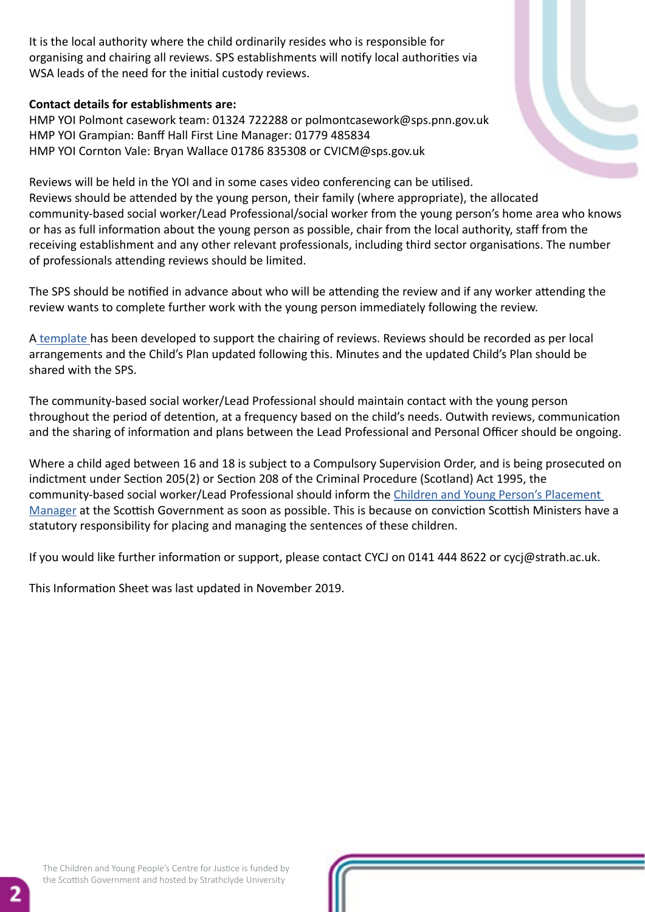It is the local authority where the child ordinarily resides who is responsible for organising and chairing all reviews. SPS establishments will notify local authorities via WSA leads of the need for the initial custody reviews.

**Contact details for establishments are:**
HMP YOI Polmont casework team: 01324 722288 or polmontcasework@sps.pnn.gov.uk
HMP YOI Grampian: Banff Hall First Line Manager: 01779 485834
HMP YOI Cornton Vale: Bryan Wallace 01786 835308 or CVICM@sps.gov.uk

Reviews will be held in the YOI and in some cases video conferencing can be utilised.
Reviews should be attended by the young person, their family (where appropriate), the allocated community-based social worker/Lead Professional/social worker from the young person's home area who knows or has as full information about the young person as possible, chair from the local authority, staff from the receiving establishment and any other relevant professionals, including third sector organisations. The number of professionals attending reviews should be limited.

The SPS should be notified in advance about who will be attending the review and if any worker attending the review wants to complete further work with the young person immediately following the review.

A template has been developed to support the chairing of reviews. Reviews should be recorded as per local arrangements and the Child's Plan updated following this. Minutes and the updated Child's Plan should be shared with the SPS.

The community-based social worker/Lead Professional should maintain contact with the young person throughout the period of detention, at a frequency based on the child's needs. Outwith reviews, communication and the sharing of information and plans between the Lead Professional and Personal Officer should be ongoing.

Where a child aged between 16 and 18 is subject to a Compulsory Supervision Order, and is being prosecuted on indictment under Section 205(2) or Section 208 of the Criminal Procedure (Scotland) Act 1995, the community-based social worker/Lead Professional should inform the Children and Young Person's Placement Manager at the Scottish Government as soon as possible. This is because on conviction Scottish Ministers have a statutory responsibility for placing and managing the sentences of these children.

If you would like further information or support, please contact CYCJ on 0141 444 8622 or cycj@strath.ac.uk.

This Information Sheet was last updated in November 2019.

The Children and Young People's Centre for Justice is funded by the Scottish Government and hosted by Strathclyde University